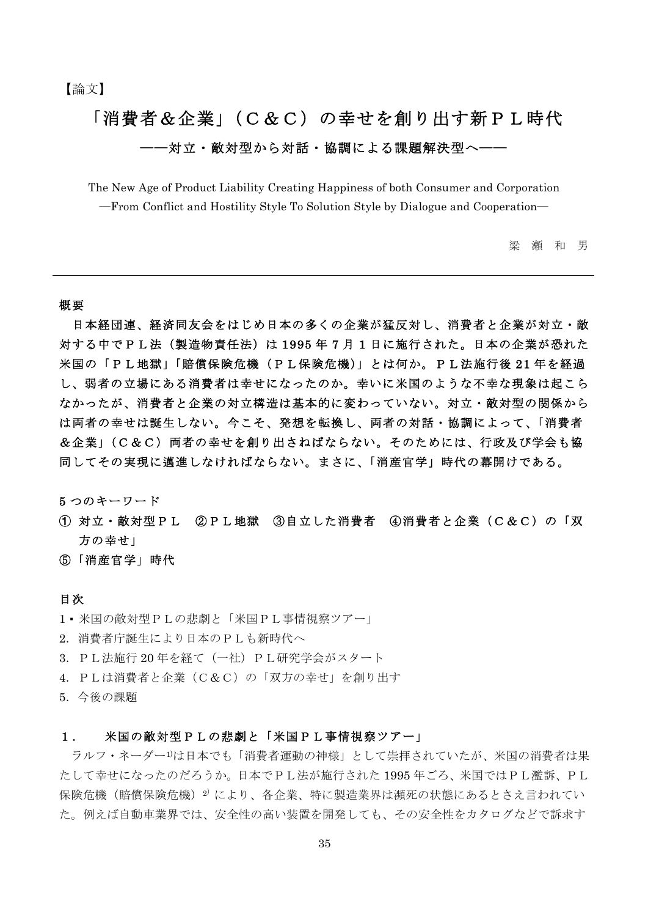【論文】

# 「消費者＆企業」（Ｃ＆Ｃ）の幸せを創り出す新ＰＬ時代

## ――対立・敵対型から対話・協調による課題解決型へ――

The New Age of Product Liability Creating Happiness of both Consumer and Corporation
—From Conflict and Hostility Style To Solution Style by Dialogue and Cooperation—

梁 瀬 和 男

---

### 概要

**日本経団連、経済同友会をはじめ日本の多くの企業が猛反対し、消費者と企業が対立・敵対する中でＰＬ法（製造物責任法）は 1995 年 7 月 1 日に施行された。日本の企業が恐れた米国の「ＰＬ地獄」「賠償保険危機（ＰＬ保険危機)」とは何か。ＰＬ法施行後 21 年を経過し、弱者の立場にある消費者は幸せになったのか。幸いに米国のような不幸な現象は起こらなかったが、消費者と企業の対立構造は基本的に変わっていない。対立・敵対型の関係からは両者の幸せは誕生しない。今こそ、発想を転換し、両者の対話・協調によって、「消費者＆企業」（Ｃ＆Ｃ）両者の幸せを創り出さねばならない。そのためには、行政及び学会も協同してその実現に邁進しなければならない。まさに、「消産官学」時代の幕開けである。**

### 5 つのキーワード

**① 対立・敵対型ＰＬ　②ＰＬ地獄　③自立した消費者　④消費者と企業（Ｃ＆Ｃ）の「双方の幸せ」**
**⑤「消産官学」時代**

### 目次

1・米国の敵対型ＰＬの悲劇と「米国ＰＬ事情視察ツアー」
2. 消費者庁誕生により日本のＰＬも新時代へ
3. ＰＬ法施行 20 年を経て（一社）ＰＬ研究学会がスタート
4. ＰＬは消費者と企業（Ｃ＆Ｃ）の「双方の幸せ」を創り出す
5. 今後の課題

### １．　米国の敵対型ＰＬの悲劇と「米国ＰＬ事情視察ツアー」

ラルフ・ネーダー[1]は日本でも「消費者運動の神様」として崇拝されていたが、米国の消費者は果たして幸せになったのだろうか。日本でＰＬ法が施行された 1995 年ごろ、米国ではＰＬ濫訴、ＰＬ保険危機（賠償保険危機）[2] により、各企業、特に製造業界は瀕死の状態にあるとさえ言われていた。例えば自動車業界では、安全性の高い装置を開発しても、その安全性をカタログなどで訴求す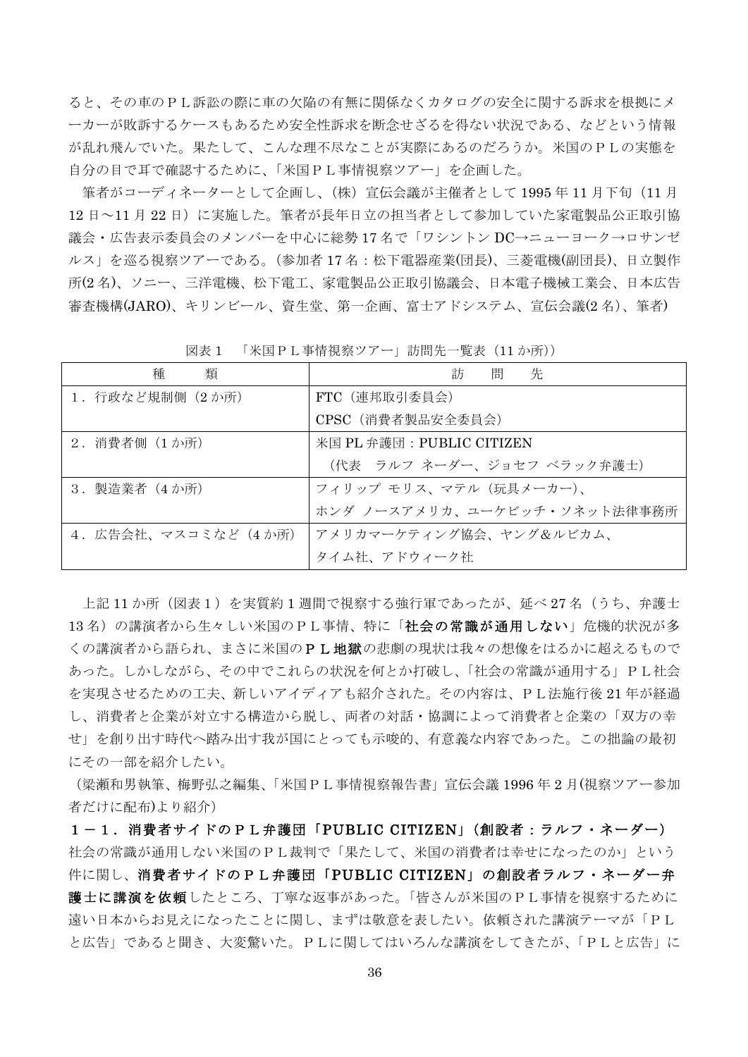ると、その車のＰＬ訴訟の際に車の欠陥の有無に関係なくカタログの安全に関する訴求を根拠にメーカーが敗訴するケースもあるため安全性訴求を断念せざるを得ない状況である、などという情報が乱れ飛んでいた。果たして、こんな理不尽なことが実際にあるのだろうか。米国のＰＬの実態を自分の目で耳で確認するために、「米国ＰＬ事情視察ツアー」を企画した。

筆者がコーディネーターとして企画し、(株) 宣伝会議が主催者として 1995 年 11 月下旬（11 月 12 日～11 月 22 日）に実施した。筆者が長年日立の担当者として参加していた家電製品公正取引協議会・広告表示委員会のメンバーを中心に総勢 17 名で「ワシントン DC→ニューヨーク→ロサンゼルス」を巡る視察ツアーである。(参加者 17 名：松下電器産業(団長)、三菱電機(副団長)、日立製作所(2 名)、ソニー、三洋電機、松下電工、家電製品公正取引協議会、日本電子機械工業会、日本広告審査機構(JARO)、キリンビール、資生堂、第一企画、富士アドシステム、宣伝会議(2 名)、筆者)

図表１　「米国ＰＬ事情視察ツアー」訪問先一覧表（11 か所)）

| 種　　類 | 訪　問　先 |
|---|---|
| 1．行政など規制側（2 か所） | FTC（連邦取引委員会）<br>CPSC（消費者製品安全委員会） |
| 2．消費者側（1 か所） | 米国 PL 弁護団：PUBLIC CITIZEN<br>（代表　ラルフ ネーダー、ジョセフ ベラック弁護士） |
| 3．製造業者（4 か所） | フィリップ モリス、マテル（玩具メーカー)、<br>ホンダ ノースアメリカ、ユーケビッチ・ソネット法律事務所 |
| 4．広告会社、マスコミなど（4 か所） | アメリカマーケティング協会、ヤング＆ルビカム、<br>タイム社、アドウィーク社 |

上記 11 か所（図表１）を実質約 1 週間で視察する強行軍であったが、延べ 27 名（うち、弁護士 13 名）の講演者から生々しい米国のＰＬ事情、特に「**社会の常識が通用しない**」危機的状況が多くの講演者から語られ、まさに米国の**ＰＬ地獄**の悲劇の現状は我々の想像をはるかに超えるものであった。しかしながら、その中でこれらの状況を何とか打破し、「社会の常識が通用する」ＰＬ社会を実現させるための工夫、新しいアイディアも紹介された。その内容は、ＰＬ法施行後 21 年が経過し、消費者と企業が対立する構造から脱し、両者の対話・協調によって消費者と企業の「双方の幸せ」を創り出す時代へ踏み出す我が国にとっても示唆的、有意義な内容であった。この拙論の最初にその一部を紹介したい。

（梁瀬和男執筆、梅野弘之編集、「米国ＰＬ事情視察報告書」宣伝会議 1996 年 2 月(視察ツアー参加者だけに配布)より紹介)

### １－１．消費者サイドのＰＬ弁護団「PUBLIC CITIZEN」(創設者：ラルフ・ネーダー)

社会の常識が通用しない米国のＰＬ裁判で「果たして、米国の消費者は幸せになったのか」という件に関し、**消費者サイドのＰＬ弁護団「PUBLIC CITIZEN」の創設者ラルフ・ネーダー弁護士に講演を依頼**したところ、丁寧な返事があった。「皆さんが米国のＰＬ事情を視察するために遠い日本からお見えになったことに関し、まずは敬意を表したい。依頼された講演テーマが「ＰＬと広告」であると聞き、大変驚いた。ＰＬに関してはいろんな講演をしてきたが、「ＰＬと広告」に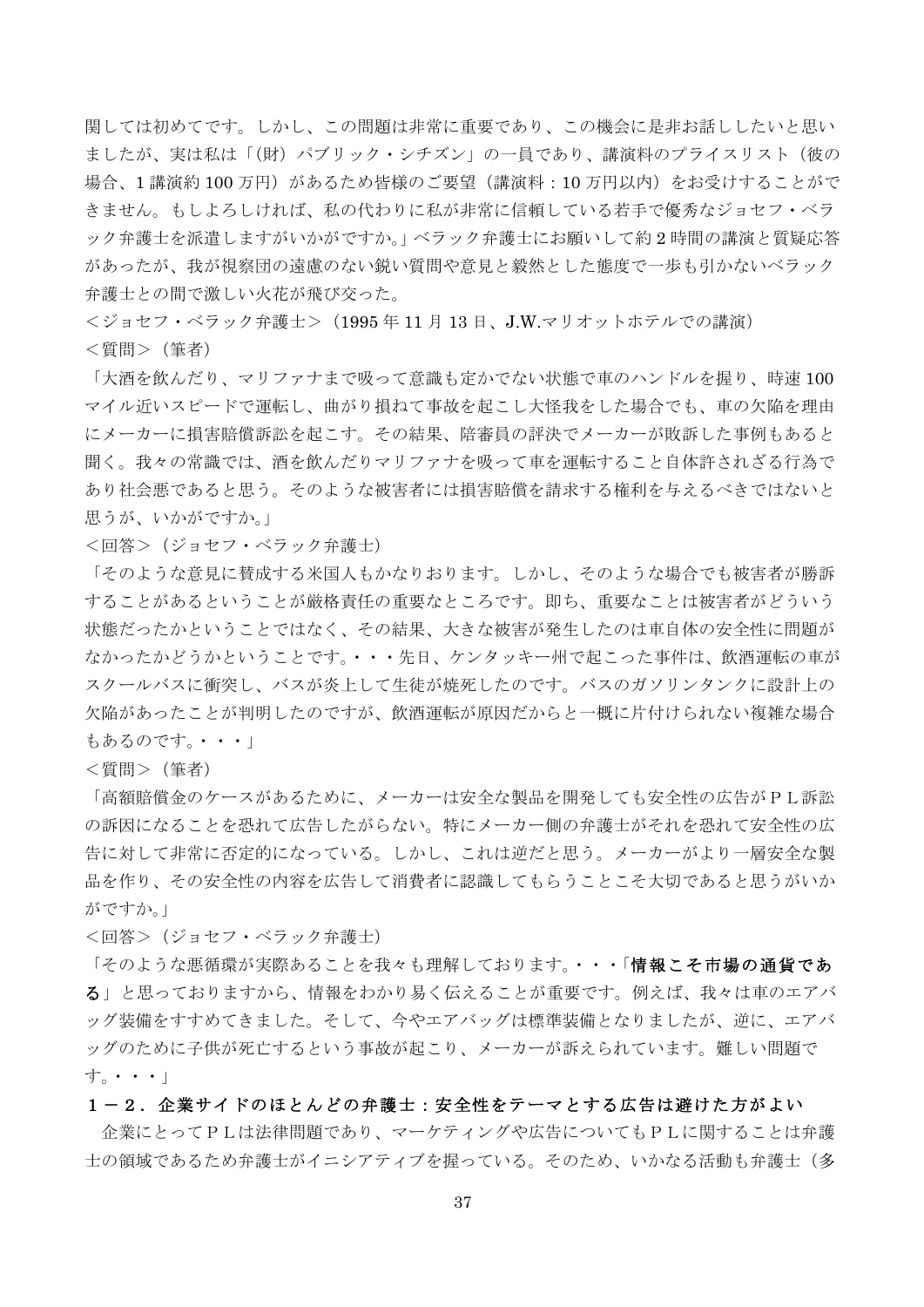関しては初めてです。しかし、この問題は非常に重要であり、この機会に是非お話ししたいと思いましたが、実は私は「(財)パブリック・シチズン」の一員であり、講演料のプライスリスト（彼の場合、1講演約100万円）があるため皆様のご要望（講演料：10万円以内）をお受けすることができません。もしよろしければ、私の代わりに私が非常に信頼している若手で優秀なジョセフ・ベラック弁護士を派遣しますがいかがですか。」ベラック弁護士にお願いして約2時間の講演と質疑応答があったが、我が視察団の遠慮のない鋭い質問や意見と毅然とした態度で一歩も引かないベラック弁護士との間で激しい火花が飛び交った。

＜ジョセフ・ベラック弁護士＞（1995年11月13日、J.W.マリオットホテルでの講演）

＜質問＞（筆者）

「大酒を飲んだり、マリファナまで吸って意識も定かでない状態で車のハンドルを握り、時速100マイル近いスピードで運転し、曲がり損ねて事故を起こし大怪我をした場合でも、車の欠陥を理由にメーカーに損害賠償訴訟を起こす。その結果、陪審員の評決でメーカーが敗訴した事例もあると聞く。我々の常識では、酒を飲んだりマリファナを吸って車を運転すること自体許されざる行為であり社会悪であると思う。そのような被害者には損害賠償を請求する権利を与えるべきではないと思うが、いかがですか。」

＜回答＞（ジョセフ・ベラック弁護士）

「そのような意見に賛成する米国人もかなりおります。しかし、そのような場合でも被害者が勝訴することがあるということが厳格責任の重要なところです。即ち、重要なことは被害者がどういう状態だったかということではなく、その結果、大きな被害が発生したのは車自体の安全性に問題がなかったかどうかということです。・・・先日、ケンタッキー州で起こった事件は、飲酒運転の車がスクールバスに衝突し、バスが炎上して生徒が焼死したのです。バスのガソリンタンクに設計上の欠陥があったことが判明したのですが、飲酒運転が原因だからと一概に片付けられない複雑な場合もあるのです。・・・」

＜質問＞（筆者）

「高額賠償金のケースがあるために、メーカーは安全な製品を開発しても安全性の広告がＰＬ訴訟の訴因になることを恐れて広告したがらない。特にメーカー側の弁護士がそれを恐れて安全性の広告に対して非常に否定的になっている。しかし、これは逆だと思う。メーカーがより一層安全な製品を作り、その安全性の内容を広告して消費者に認識してもらうことこそ大切であると思うがいかがですか。」

＜回答＞（ジョセフ・ベラック弁護士）

「そのような悪循環が実際あることを我々も理解しております。・・・「**情報こそ市場の通貨である**」と思っておりますから、情報をわかり易く伝えることが重要です。例えば、我々は車のエアバッグ装備をすすめてきました。そして、今やエアバッグは標準装備となりましたが、逆に、エアバッグのために子供が死亡するという事故が起こり、メーカーが訴えられています。難しい問題です。・・・」

### １－２．企業サイドのほとんどの弁護士：安全性をテーマとする広告は避けた方がよい

企業にとってＰＬは法律問題であり、マーケティングや広告についてもＰＬに関することは弁護士の領域であるため弁護士がイニシアティブを握っている。そのため、いかなる活動も弁護士（多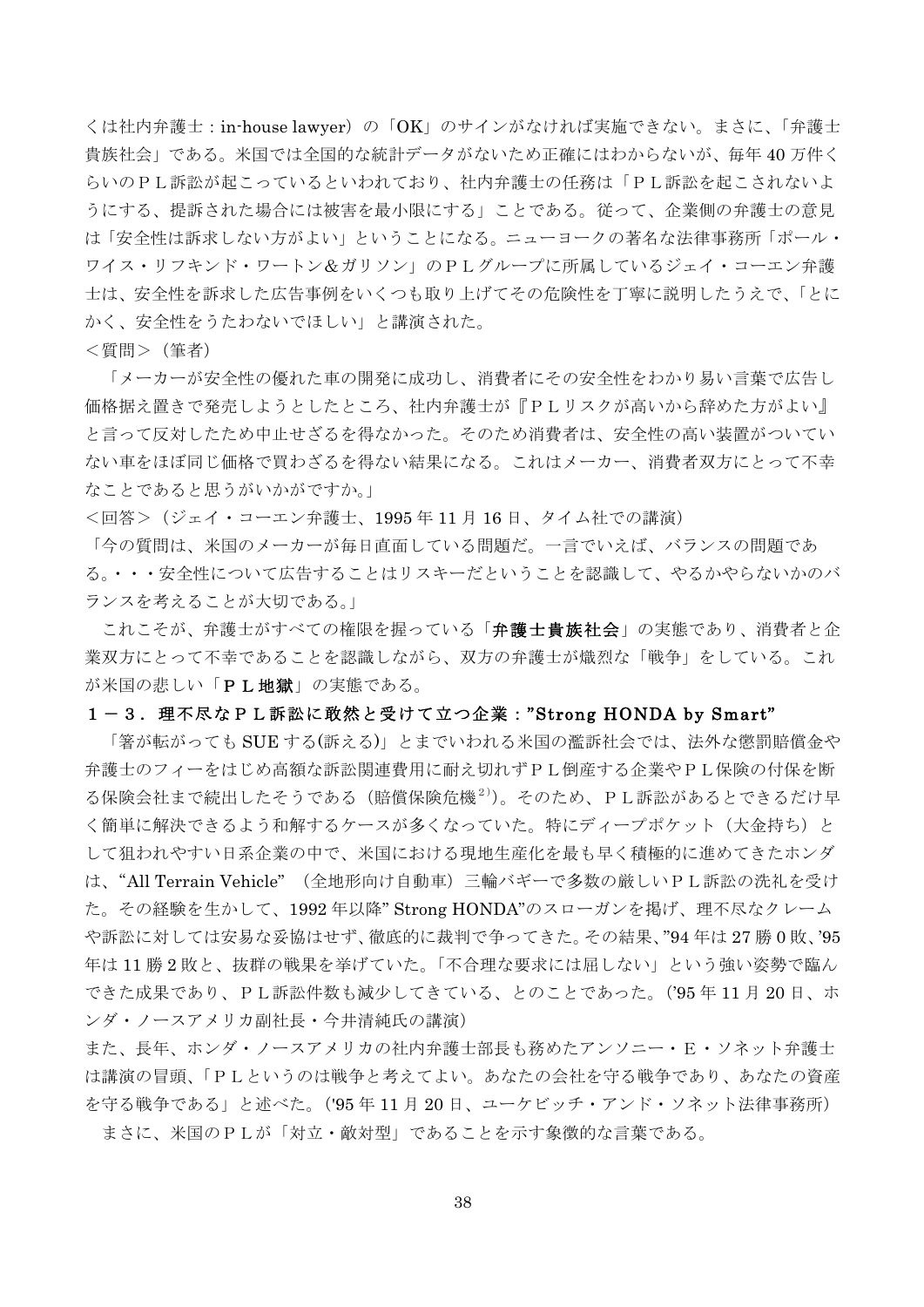くは社内弁護士：in-house lawyer）の「OK」のサインがなければ実施できない。まさに、「弁護士貴族社会」である。米国では全国的な統計データがないため正確にはわからないが、毎年 40 万件くらいのＰＬ訴訟が起こっているといわれており、社内弁護士の任務は「ＰＬ訴訟を起こされないようにする、提訴された場合には被害を最小限にする」ことである。従って、企業側の弁護士の意見は「安全性は訴求しない方がよい」ということになる。ニューヨークの著名な法律事務所「ポール・ワイス・リフキンド・ワートン＆ガリソン」のＰＬグループに所属しているジェイ・コーエン弁護士は、安全性を訴求した広告事例をいくつも取り上げてその危険性を丁寧に説明したうえで、「とにかく、安全性をうたわないでほしい」と講演された。

＜質問＞（筆者）

「メーカーが安全性の優れた車の開発に成功し、消費者にその安全性をわかり易い言葉で広告し価格据え置きで発売しようとしたところ、社内弁護士が『ＰＬリスクが高いから辞めた方がよい』と言って反対したため中止せざるを得なかった。そのため消費者は、安全性の高い装置がついていない車をほぼ同じ価格で買わざるを得ない結果になる。これはメーカー、消費者双方にとって不幸なことであると思うがいかがですか。」

＜回答＞（ジェイ・コーエン弁護士、1995 年 11 月 16 日、タイム社での講演）

「今の質問は、米国のメーカーが毎日直面している問題だ。一言でいえば、バランスの問題である。・・・安全性について広告することはリスキーだということを認識して、やるかやらないかのバランスを考えることが大切である。」

これこそが、弁護士がすべての権限を握っている「**弁護士貴族社会**」の実態であり、消費者と企業双方にとって不幸であることを認識しながら、双方の弁護士が熾烈な「戦争」をしている。これが米国の悲しい「**ＰＬ地獄**」の実態である。

### １－３．理不尽なＰＬ訴訟に敢然と受けて立つ企業：”Strong HONDA by Smart”

「箸が転がっても SUE する(訴える)」とまでいわれる米国の濫訴社会では、法外な懲罰賠償金や弁護士のフィーをはじめ高額な訴訟関連費用に耐え切れずＰＬ倒産する企業やＰＬ保険の付保を断る保険会社まで続出したそうである（賠償保険危機[2]）。そのため、ＰＬ訴訟があるとできるだけ早く簡単に解決できるよう和解するケースが多くなっていた。特にディープポケット（大金持ち）として狙われやすい日系企業の中で、米国における現地生産化を最も早く積極的に進めてきたホンダは、“All Terrain Vehicle” （全地形向け自動車）三輪バギーで多数の厳しいＰＬ訴訟の洗礼を受けた。その経験を生かして、1992 年以降” Strong HONDA”のスローガンを掲げ、理不尽なクレームや訴訟に対しては安易な妥協はせず、徹底的に裁判で争ってきた。その結果、”94 年は 27 勝 0 敗、’95 年は 11 勝 2 敗と、抜群の戦果を挙げていた。「不合理な要求には屈しない」という強い姿勢で臨んできた成果であり、ＰＬ訴訟件数も減少してきている、とのことであった。(’95 年 11 月 20 日、ホンダ・ノースアメリカ副社長・今井清純氏の講演）

また、長年、ホンダ・ノースアメリカの社内弁護士部長も務めたアンソニー・Ｅ・ソネット弁護士は講演の冒頭、「ＰＬというのは戦争と考えてよい。あなたの会社を守る戦争であり、あなたの資産を守る戦争である」と述べた。('95 年 11 月 20 日、ユーケビッチ・アンド・ソネット法律事務所)

まさに、米国のＰＬが「対立・敵対型」であることを示す象徴的な言葉である。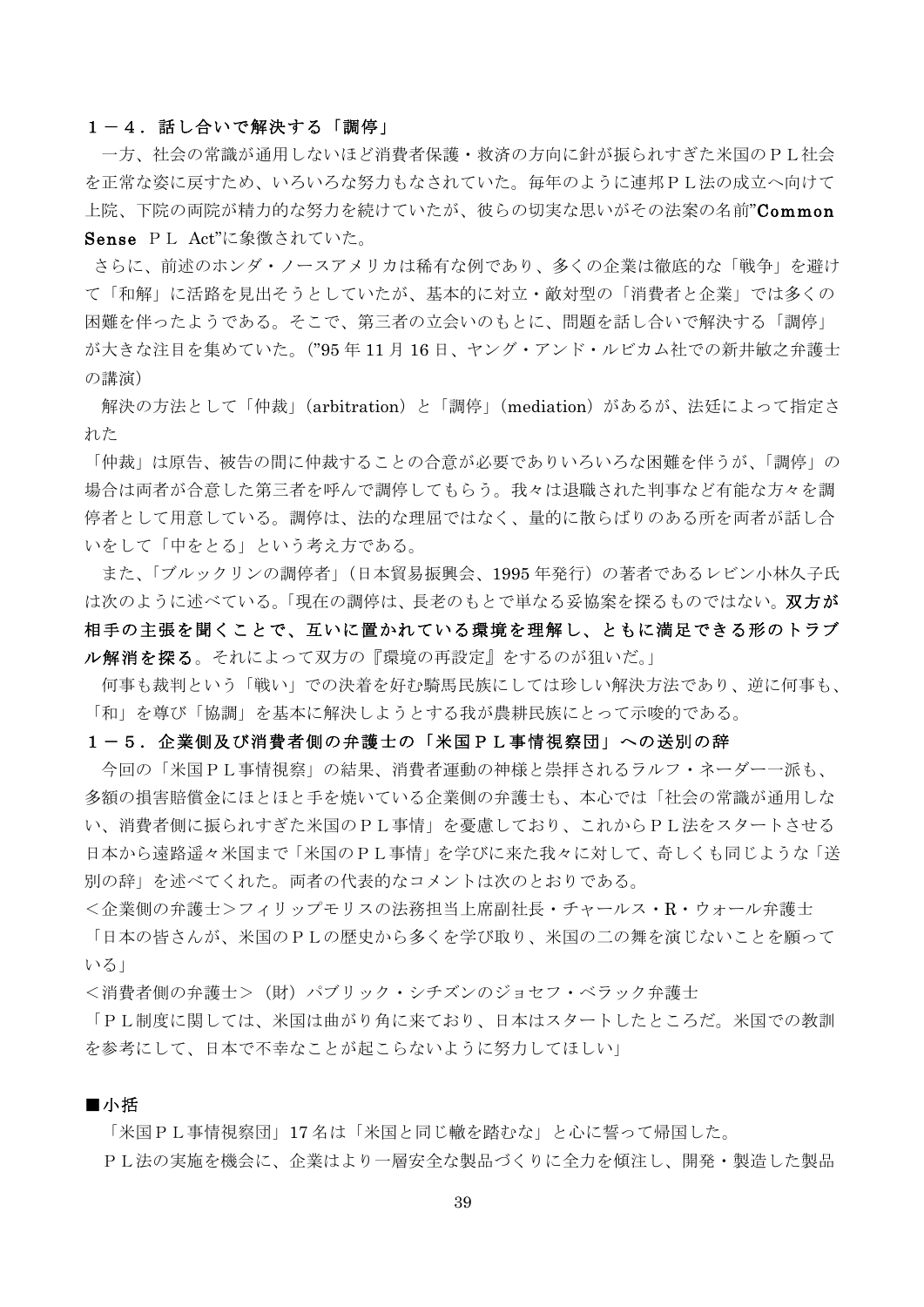### １－４．話し合いで解決する「調停」

一方、社会の常識が通用しないほど消費者保護・救済の方向に針が振られすぎた米国のＰＬ社会を正常な姿に戻すため、いろいろな努力もなされていた。毎年のように連邦ＰＬ法の成立へ向けて上院、下院の両院が精力的な努力を続けていたが、彼らの切実な思いがその法案の名前”**Common Sense** ＰＬ Act”に象徴されていた。

さらに、前述のホンダ・ノースアメリカは稀有な例であり、多くの企業は徹底的な「戦争」を避けて「和解」に活路を見出そうとしていたが、基本的に対立・敵対型の「消費者と企業」では多くの困難を伴ったようである。そこで、第三者の立会いのもとに、問題を話し合いで解決する「調停」が大きな注目を集めていた。(”95 年 11 月 16 日、ヤング・アンド・ルビカム社での新井敏之弁護士の講演)

解決の方法として「仲裁」(arbitration）と「調停」(mediation）があるが、法廷によって指定された

「仲裁」は原告、被告の間に仲裁することの合意が必要でありいろいろな困難を伴うが、「調停」の場合は両者が合意した第三者を呼んで調停してもらう。我々は退職された判事など有能な方々を調停者として用意している。調停は、法的な理屈ではなく、量的に散らばりのある所を両者が話し合いをして「中をとる」という考え方である。

また、「ブルックリンの調停者」(日本貿易振興会、1995 年発行）の著者であるレビン小林久子氏は次のように述べている。「現在の調停は、長老のもとで単なる妥協案を探るものではない。**双方が相手の主張を聞くことで、互いに置かれている環境を理解し、ともに満足できる形のトラブル解消を探る**。それによって双方の『環境の再設定』をするのが狙いだ。」

何事も裁判という「戦い」での決着を好む騎馬民族にしては珍しい解決方法であり、逆に何事も、「和」を尊び「協調」を基本に解決しようとする我が農耕民族にとって示唆的である。

### １－５．企業側及び消費者側の弁護士の「米国ＰＬ事情視察団」への送別の辞

今回の「米国ＰＬ事情視察」の結果、消費者運動の神様と崇拝されるラルフ・ネーダー一派も、多額の損害賠償金にほとほと手を焼いている企業側の弁護士も、本心では「社会の常識が通用しない、消費者側に振られすぎた米国のＰＬ事情」を憂慮しており、これからＰＬ法をスタートさせる日本から遠路遥々米国まで「米国のＰＬ事情」を学びに来た我々に対して、奇しくも同じような「送別の辞」を述べてくれた。両者の代表的なコメントは次のとおりである。

＜企業側の弁護士＞フィリップモリスの法務担当上席副社長・チャールス・R・ウォール弁護士

「日本の皆さんが、米国のＰＬの歴史から多くを学び取り、米国の二の舞を演じないことを願っている」

＜消費者側の弁護士＞（財）パブリック・シチズンのジョセフ・ベラック弁護士

「ＰＬ制度に関しては、米国は曲がり角に来ており、日本はスタートしたところだ。米国での教訓を参考にして、日本で不幸なことが起こらないように努力してほしい」

### ■小括

「米国ＰＬ事情視察団」17 名は「米国と同じ轍を踏むな」と心に誓って帰国した。

ＰＬ法の実施を機会に、企業はより一層安全な製品づくりに全力を傾注し、開発・製造した製品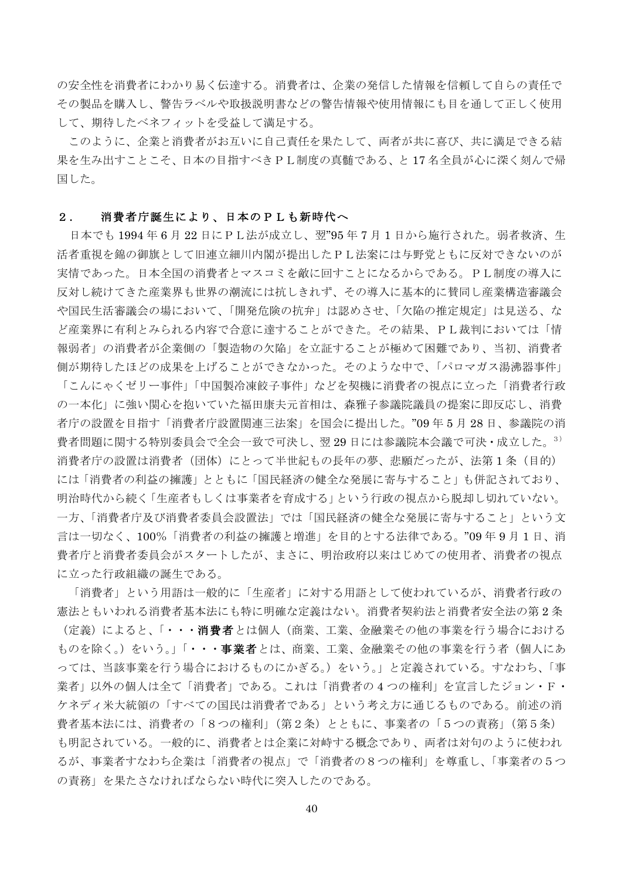の安全性を消費者にわかり易く伝達する。消費者は、企業の発信した情報を信頼して自らの責任でその製品を購入し、警告ラベルや取扱説明書などの警告情報や使用情報にも目を通して正しく使用して、期待したベネフィットを受益して満足する。

このように、企業と消費者がお互いに自己責任を果たして、両者が共に喜び、共に満足できる結果を生み出すことこそ、日本の目指すべきＰＬ制度の真髄である、と 17 名全員が心に深く刻んで帰国した。

## ２．　消費者庁誕生により、日本のＰＬも新時代へ

日本でも 1994 年 6 月 22 日にＰＬ法が成立し、翌”95 年 7 月 1 日から施行された。弱者救済、生活者重視を錦の御旗として旧連立細川内閣が提出したＰＬ法案には与野党ともに反対できないのが実情であった。日本全国の消費者とマスコミを敵に回すことになるからである。ＰＬ制度の導入に反対し続けてきた産業界も世界の潮流には抗しきれず、その導入に基本的に賛同し産業構造審議会や国民生活審議会の場において、「開発危険の抗弁」は認めさせ、「欠陥の推定規定」は見送る、など産業界に有利とみられる内容で合意に達することができた。その結果、ＰＬ裁判においては「情報弱者」の消費者が企業側の「製造物の欠陥」を立証することが極めて困難であり、当初、消費者側が期待したほどの成果を上げることができなかった。そのような中で、「パロマガス湯沸器事件」「こんにゃくゼリー事件」「中国製冷凍餃子事件」などを契機に消費者の視点に立った「消費者行政の一本化」に強い関心を抱いていた福田康夫元首相は、森雅子参議院議員の提案に即反応し、消費者庁の設置を目指す「消費者庁設置関連三法案」を国会に提出した。”09 年 5 月 28 日、参議院の消費者問題に関する特別委員会で全会一致で可決し、翌 29 日には参議院本会議で可決・成立した。[3)] 消費者庁の設置は消費者（団体）にとって半世紀もの長年の夢、悲願だったが、法第 1 条（目的）には「消費者の利益の擁護」とともに「国民経済の健全な発展に寄与すること」も併記されており、明治時代から続く「生産者もしくは事業者を育成する」という行政の視点から脱却し切れていない。一方、「消費者庁及び消費者委員会設置法」では「国民経済の健全な発展に寄与すること」という文言は一切なく、100％「消費者の利益の擁護と増進」を目的とする法律である。”09 年 9 月 1 日、消費者庁と消費者委員会がスタートしたが、まさに、明治政府以来はじめての使用者、消費者の視点に立った行政組織の誕生である。

「消費者」という用語は一般的に「生産者」に対する用語として使われているが、消費者行政の憲法ともいわれる消費者基本法にも特に明確な定義はない。消費者契約法と消費者安全法の第 2 条（定義）によると、「・・・**消費者**とは個人（商業、工業、金融業その他の事業を行う場合におけるものを除く。）をいう。」「・・・**事業者**とは、商業、工業、金融業その他の事業を行う者（個人にあっては、当該事業を行う場合におけるものにかぎる。）をいう。」と定義されている。すなわち、「事業者」以外の個人は全て「消費者」である。これは「消費者の 4 つの権利」を宣言したジョン・Ｆ・ケネディ米大統領の「すべての国民は消費者である」という考え方に通じるものである。前述の消費者基本法には、消費者の「８つの権利」（第２条）とともに、事業者の「５つの責務」（第５条）も明記されている。一般的に、消費者とは企業に対峙する概念であり、両者は対句のように使われるが、事業者すなわち企業は「消費者の視点」で「消費者の８つの権利」を尊重し、「事業者の５つの責務」を果たさなければならない時代に突入したのである。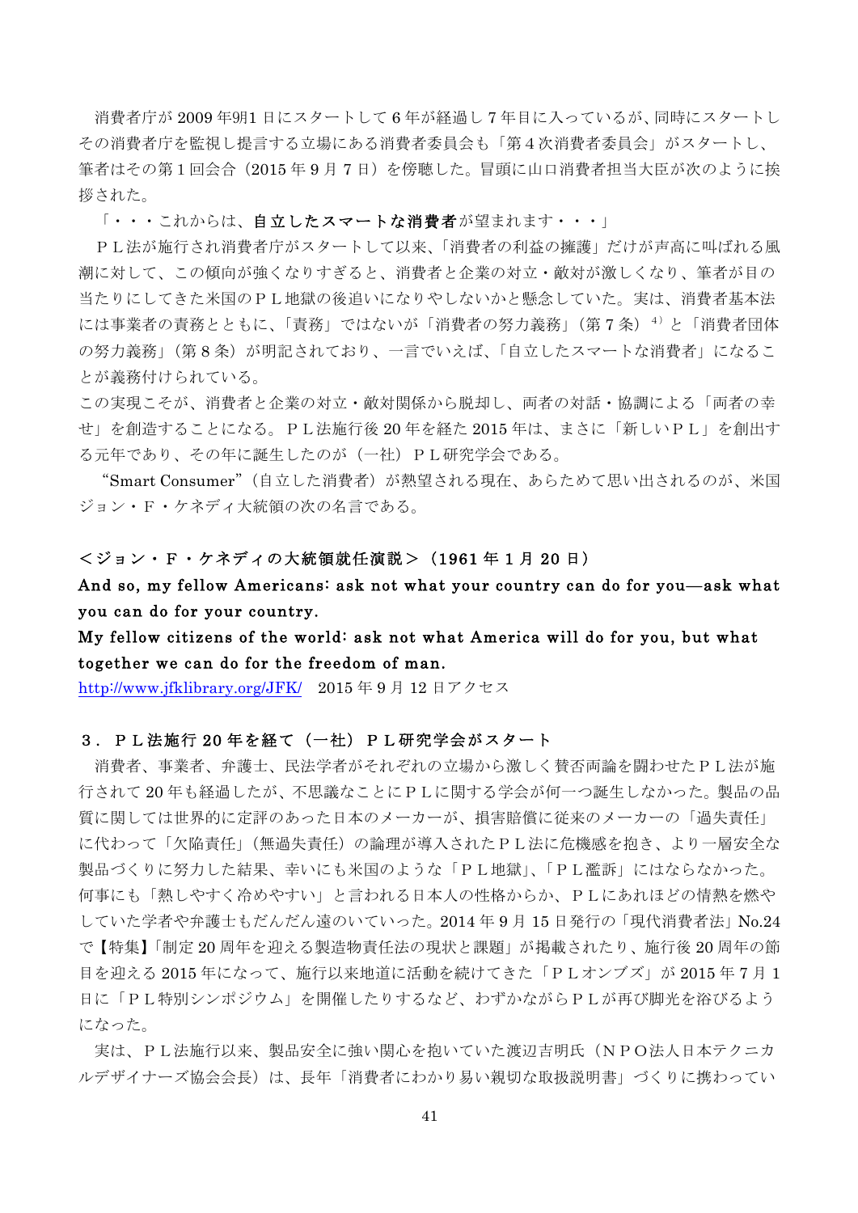消費者庁が 2009 年9月1 日にスタートして 6 年が経過し 7 年目に入っているが、同時にスタートしその消費者庁を監視し提言する立場にある消費者委員会も「第４次消費者委員会」がスタートし、筆者はその第１回会合（2015 年 9 月 7 日）を傍聴した。冒頭に山口消費者担当大臣が次のように挨拶された。

「・・・これからは、**自立したスマートな消費者**が望まれます・・・」

ＰＬ法が施行され消費者庁がスタートして以来、「消費者の利益の擁護」だけが声高に叫ばれる風潮に対して、この傾向が強くなりすぎると、消費者と企業の対立・敵対が激しくなり、筆者が目の当たりにしてきた米国のＰＬ地獄の後追いになりやしないかと懸念していた。実は、消費者基本法には事業者の責務とともに、「責務」ではないが「消費者の努力義務」（第 7 条）[4] と「消費者団体の努力義務」（第 8 条）が明記されており、一言でいえば、「自立したスマートな消費者」になることが義務付けられている。

この実現こそが、消費者と企業の対立・敵対関係から脱却し、両者の対話・協調による「両者の幸せ」を創造することになる。ＰＬ法施行後 20 年を経た 2015 年は、まさに「新しいＰＬ」を創出する元年であり、その年に誕生したのが（一社）ＰＬ研究学会である。

“Smart Consumer”（自立した消費者）が熱望される現在、あらためて思い出されるのが、米国ジョン・Ｆ・ケネディ大統領の次の名言である。

**＜ジョン・Ｆ・ケネディの大統領就任演説＞（1961 年 1 月 20 日）**

**And so, my fellow Americans: ask not what your country can do for you—ask what you can do for your country.**

**My fellow citizens of the world: ask not what America will do for you, but what together we can do for the freedom of man.**

http://www.jfklibrary.org/JFK/　2015 年 9 月 12 日アクセス

### ３．ＰＬ法施行 20 年を経て（一社）ＰＬ研究学会がスタート

消費者、事業者、弁護士、民法学者がそれぞれの立場から激しく賛否両論を闘わせたＰＬ法が施行されて 20 年も経過したが、不思議なことにＰＬに関する学会が何一つ誕生しなかった。製品の品質に関しては世界的に定評のあった日本のメーカーが、損害賠償に従来のメーカーの「過失責任」に代わって「欠陥責任」（無過失責任）の論理が導入されたＰＬ法に危機感を抱き、より一層安全な製品づくりに努力した結果、幸いにも米国のような「ＰＬ地獄」、「ＰＬ濫訴」にはならなかった。何事にも「熱しやすく冷めやすい」と言われる日本人の性格からか、ＰＬにあれほどの情熱を燃やしていた学者や弁護士もだんだん遠のいていった。2014 年 9 月 15 日発行の「現代消費者法」No.24 で【特集】「制定 20 周年を迎える製造物責任法の現状と課題」が掲載されたり、施行後 20 周年の節目を迎える 2015 年になって、施行以来地道に活動を続けてきた「ＰＬオンブズ」が 2015 年 7 月 1 日に「ＰＬ特別シンポジウム」を開催したりするなど、わずかながらＰＬが再び脚光を浴びるようになった。

実は、ＰＬ法施行以来、製品安全に強い関心を抱いていた渡辺吉明氏（ＮＰＯ法人日本テクニカルデザイナーズ協会会長）は、長年「消費者にわかり易い親切な取扱説明書」づくりに携わってい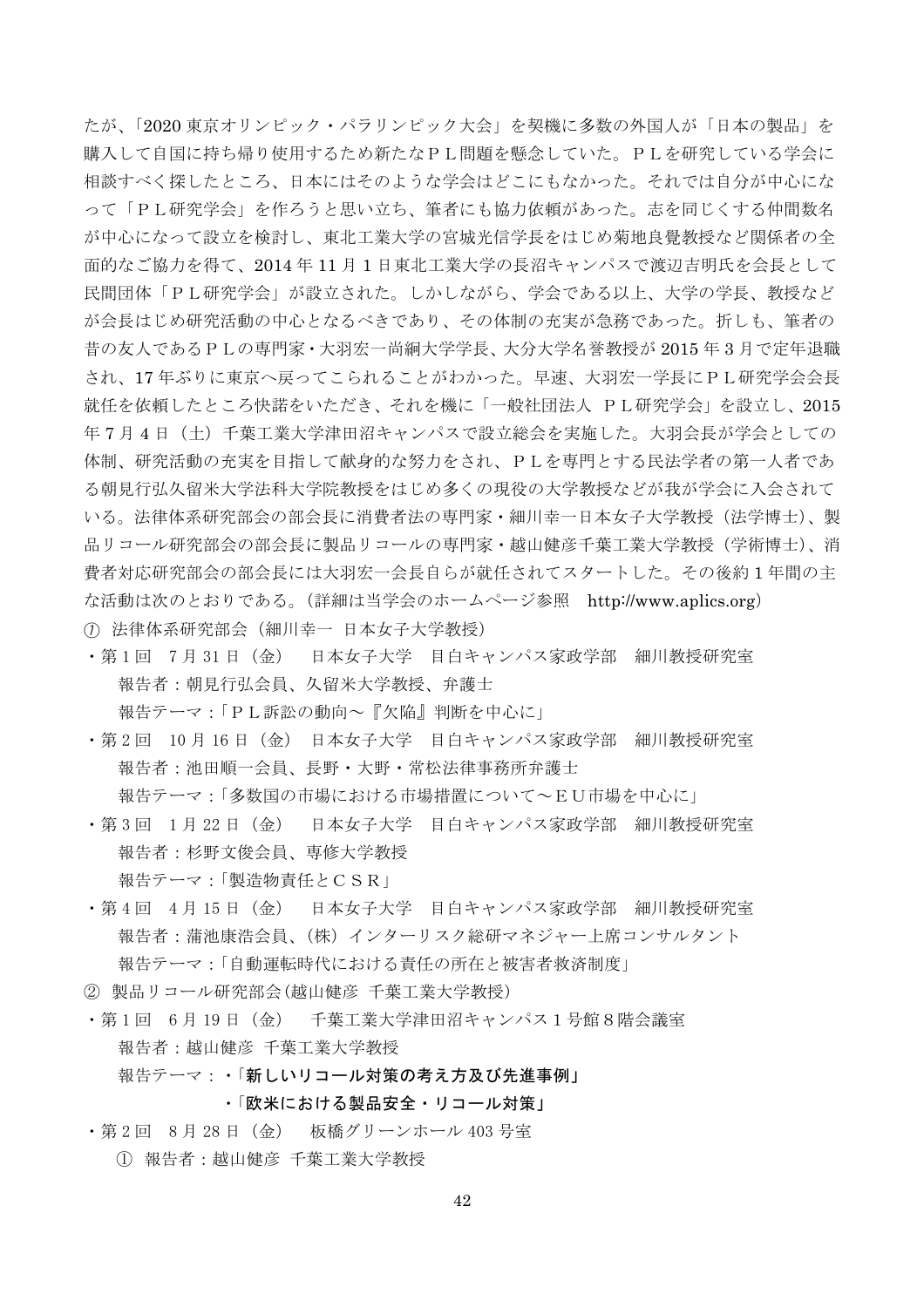たが、「2020 東京オリンピック・パラリンピック大会」を契機に多数の外国人が「日本の製品」を購入して自国に持ち帰り使用するため新たなＰＬ問題を懸念していた。ＰＬを研究している学会に相談すべく探したところ、日本にはそのような学会はどこにもなかった。それでは自分が中心になって「ＰＬ研究学会」を作ろうと思い立ち、筆者にも協力依頼があった。志を同じくする仲間数名が中心になって設立を検討し、東北工業大学の宮城光信学長をはじめ菊地良覺教授など関係者の全面的なご協力を得て、2014 年 11 月 1 日東北工業大学の長沼キャンパスで渡辺吉明氏を会長として民間団体「ＰＬ研究学会」が設立された。しかしながら、学会である以上、大学の学長、教授などが会長はじめ研究活動の中心となるべきであり、その体制の充実が急務であった。折しも、筆者の昔の友人であるＰＬの専門家・大羽宏一尚絅大学学長、大分大学名誉教授が 2015 年 3 月で定年退職され、17 年ぶりに東京へ戻ってこられることがわかった。早速、大羽宏一学長にＰＬ研究学会会長就任を依頼したところ快諾をいただき、それを機に「一般社団法人　ＰＬ研究学会」を設立し、2015 年 7 月 4 日（土）千葉工業大学津田沼キャンパスで設立総会を実施した。大羽会長が学会としての体制、研究活動の充実を目指して献身的な努力をされ、ＰＬを専門とする民法学者の第一人者である朝見行弘久留米大学法科大学院教授をはじめ多くの現役の大学教授などが我が学会に入会されている。法律体系研究部会の部会長に消費者法の専門家・細川幸一日本女子大学教授（法学博士）、製品リコール研究部会の部会長に製品リコールの専門家・越山健彦千葉工業大学教授（学術博士）、消費者対応研究部会の部会長には大羽宏一会長自らが就任されてスタートした。その後約 1 年間の主な活動は次のとおりである。（詳細は当学会のホームページ参照　http://www.aplics.org）

① 法律体系研究部会（細川幸一 日本女子大学教授）

・第 1 回　7 月 31 日（金）　日本女子大学　目白キャンパス家政学部　細川教授研究室
　報告者：朝見行弘会員、久留米大学教授、弁護士
　報告テーマ：「ＰＬ訴訟の動向～『欠陥』判断を中心に」

・第 2 回　10 月 16 日（金）　日本女子大学　目白キャンパス家政学部　細川教授研究室
　報告者：池田順一会員、長野・大野・常松法律事務所弁護士
　報告テーマ：「多数国の市場における市場措置について～ＥＵ市場を中心に」

・第 3 回　1 月 22 日（金）　日本女子大学　目白キャンパス家政学部　細川教授研究室
　報告者：杉野文俊会員、専修大学教授
　報告テーマ：「製造物責任とＣＳＲ」

・第 4 回　4 月 15 日（金）　日本女子大学　目白キャンパス家政学部　細川教授研究室
　報告者：蒲池康浩会員、（株）インターリスク総研マネジャー上席コンサルタント
　報告テーマ：「自動運転時代における責任の所在と被害者救済制度」

② 製品リコール研究部会(越山健彦 千葉工業大学教授)

・第 1 回　6 月 19 日（金）　千葉工業大学津田沼キャンパス 1 号館 8 階会議室
　報告者：越山健彦 千葉工業大学教授
　報告テーマ：・**「新しいリコール対策の考え方及び先進事例」**
　　　　　　　・**「欧米における製品安全・リコール対策」**

・第 2 回　8 月 28 日（金）　板橋グリーンホール 403 号室
　① 報告者：越山健彦 千葉工業大学教授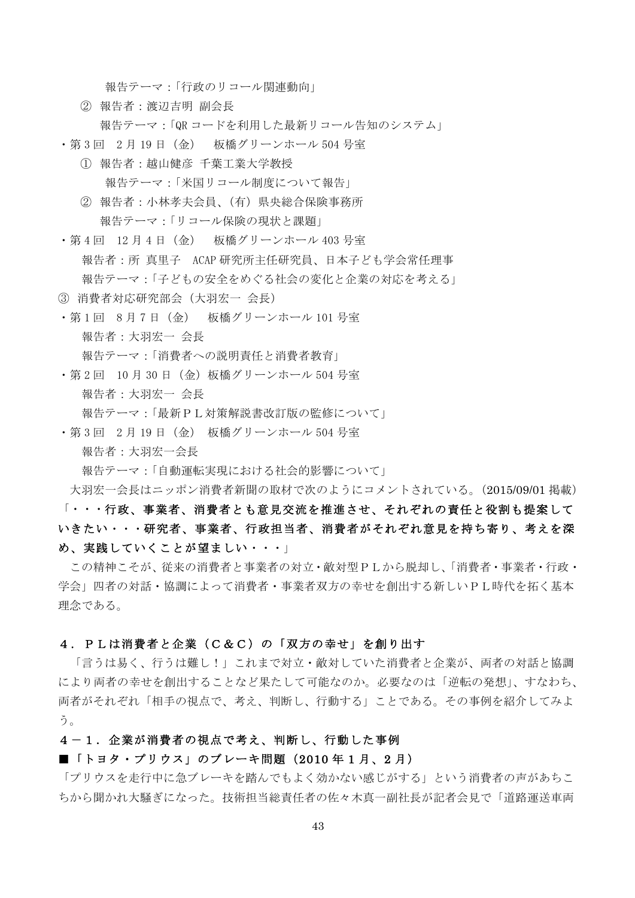報告テーマ：「行政のリコール関連動向」

② 報告者：渡辺吉明 副会長

報告テーマ：「QR コードを利用した最新リコール告知のシステム」

・第 3 回　2 月 19 日（金）　板橋グリーンホール 504 号室

① 報告者：越山健彦 千葉工業大学教授

報告テーマ：「米国リコール制度について報告」

② 報告者：小林孝夫会員、（有）県央総合保険事務所

報告テーマ：「リコール保険の現状と課題」

・第 4 回　12 月 4 日（金）　板橋グリーンホール 403 号室

報告者：所 真里子　ACAP 研究所主任研究員、日本子ども学会常任理事

報告テーマ：「子どもの安全をめぐる社会の変化と企業の対応を考える」

③ 消費者対応研究部会（大羽宏一 会長）

・第 1 回　8 月 7 日（金）　板橋グリーンホール 101 号室

報告者：大羽宏一 会長

報告テーマ：「消費者への説明責任と消費者教育」

・第 2 回　10 月 30 日（金）板橋グリーンホール 504 号室

報告者：大羽宏一 会長

報告テーマ：「最新ＰＬ対策解説書改訂版の監修について」

・第 3 回　2 月 19 日（金）　板橋グリーンホール 504 号室

報告者：大羽宏一会長

報告テーマ：「自動運転実現における社会的影響について」

大羽宏一会長はニッポン消費者新聞の取材で次のようにコメントされている。（2015/09/01 掲載）

**「・・・行政、事業者、消費者とも意見交流を推進させ、それぞれの責任と役割も提案していきたい・・・研究者、事業者、行政担当者、消費者がそれぞれ意見を持ち寄り、考えを深め、実践していくことが望ましい・・・」**

この精神こそが、従来の消費者と事業者の対立・敵対型ＰＬから脱却し、「消費者・事業者・行政・学会」四者の対話・協調によって消費者・事業者双方の幸せを創出する新しいＰＬ時代を拓く基本理念である。

## ４．ＰＬは消費者と企業（Ｃ＆Ｃ）の「双方の幸せ」を創り出す

「言うは易く、行うは難し！」これまで対立・敵対していた消費者と企業が、両者の対話と協調により両者の幸せを創出することなど果たして可能なのか。必要なのは「逆転の発想」、すなわち、両者がそれぞれ「相手の視点で、考え、判断し、行動する」ことである。その事例を紹介してみよう。

### ４－１．企業が消費者の視点で考え、判断し、行動した事例

**■「トヨタ・プリウス」のブレーキ問題（2010 年 1 月、2 月）**

「プリウスを走行中に急ブレーキを踏んでもよく効かない感じがする」という消費者の声があちこちから聞かれ大騒ぎになった。技術担当総責任者の佐々木真一副社長が記者会見で「道路運送車両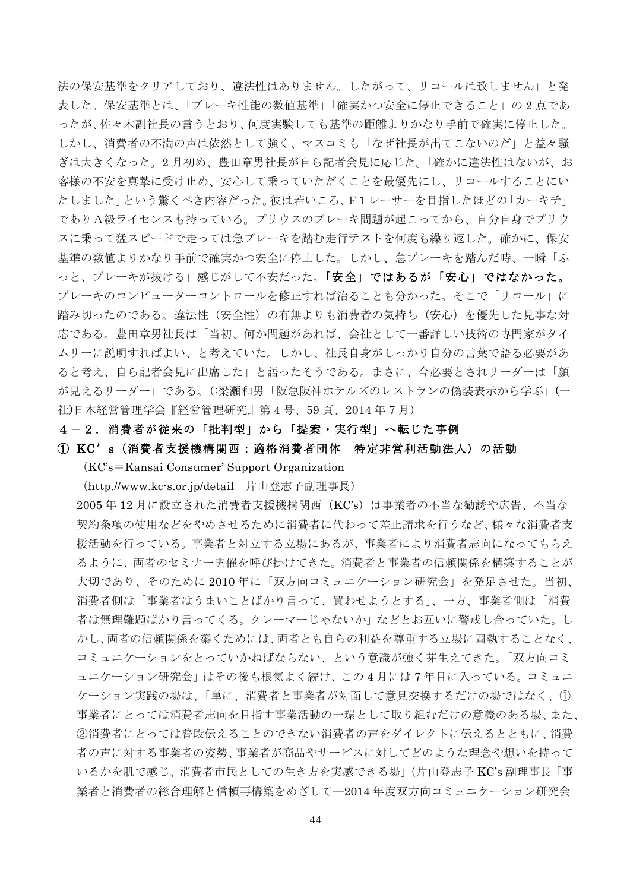法の保安基準をクリアしており、違法性はありません。したがって、リコールは致しません」と発表した。保安基準とは、「ブレーキ性能の数値基準」「確実かつ安全に停止できること」の2点であったが、佐々木副社長の言うとおり、何度実験しても基準の距離よりかなり手前で確実に停止した。しかし、消費者の不満の声は依然として強く、マスコミも「なぜ社長が出てこないのだ」と益々騒ぎは大きくなった。2月初め、豊田章男社長が自ら記者会見に応じた。「確かに違法性はないが、お客様の不安を真摯に受け止め、安心して乗っていただくことを最優先にし、リコールすることにいたしました」という驚くべき内容だった。彼は若いころ、F1レーサーを目指したほどの「カーキチ」でありA級ライセンスも持っている。プリウスのブレーキ問題が起こってから、自分自身でプリウスに乗って猛スピードで走っては急ブレーキを踏む走行テストを何度も繰り返した。確かに、保安基準の数値よりかなり手前で確実かつ安全に停止した。しかし、急ブレーキを踏んだ時、一瞬「ふっと、ブレーキが抜ける」感じがして不安だった。**「安全」ではあるが「安心」ではなかった。**ブレーキのコンピューターコントロールを修正すれば治ることも分かった。そこで「リコール」に踏み切ったのである。違法性（安全性）の有無よりも消費者の気持ち（安心）を優先した見事な対応である。豊田章男社長は「当初、何か問題があれば、会社として一番詳しい技術の専門家がタイムリーに説明すればよい、と考えていた。しかし、社長自身がしっかり自分の言葉で語る必要があると考え、自ら記者会見に出席した」と語ったそうである。まさに、今必要とされリーダーは「顔が見えるリーダー」である。(:梁瀬和男「阪急阪神ホテルズのレストランの偽装表示から学ぶ」(一社)日本経営管理学会『経営管理研究』第4号、59頁、2014年7月）

### ４－２．消費者が従来の「批判型」から「提案・実行型」へ転じた事例

#### ① KC's（消費者支援機構関西：適格消費者団体　特定非営利活動法人）の活動

（KC's＝Kansai Consumer' Support Organization

（http.//www.kc-s.or.jp/detail　片山登志子副理事長）

2005年12月に設立された消費者支援機構関西（KC's）は事業者の不当な勧誘や広告、不当な契約条項の使用などをやめさせるために消費者に代わって差止請求を行うなど、様々な消費者支援活動を行っている。事業者と対立する立場にあるが、事業者により消費者志向になってもらえるように、両者のセミナー開催を呼び掛けてきた。消費者と事業者の信頼関係を構築することが大切であり、そのために2010年に「双方向コミュニケーション研究会」を発足させた。当初、消費者側は「事業者はうまいことばかり言って、買わせようとする」、一方、事業者側は「消費者は無理難題ばかり言ってくる。クレーマーじゃないか」などとお互いに警戒し合っていた。しかし、両者の信頼関係を築くためには、両者とも自らの利益を尊重する立場に固執することなく、コミュニケーションをとっていかねばならない、という意識が強く芽生えてきた。「双方向コミュニケーション研究会」はその後も根気よく続け、この4月には7年目に入っている。コミュニケーション実践の場は、「単に、消費者と事業者が対面して意見交換するだけの場ではなく、①事業者にとっては消費者志向を目指す事業活動の一環として取り組むだけの意義のある場、また、②消費者にとっては普段伝えることのできない消費者の声をダイレクトに伝えるとともに、消費者の声に対する事業者の姿勢、事業者が商品やサービスに対してどのような理念や想いを持っているかを肌で感じ、消費者市民としての生き方を実感できる場」（片山登志子 KC's 副理事長「事業者と消費者の総合理解と信頼再構築をめざして―2014年度双方向コミュニケーション研究会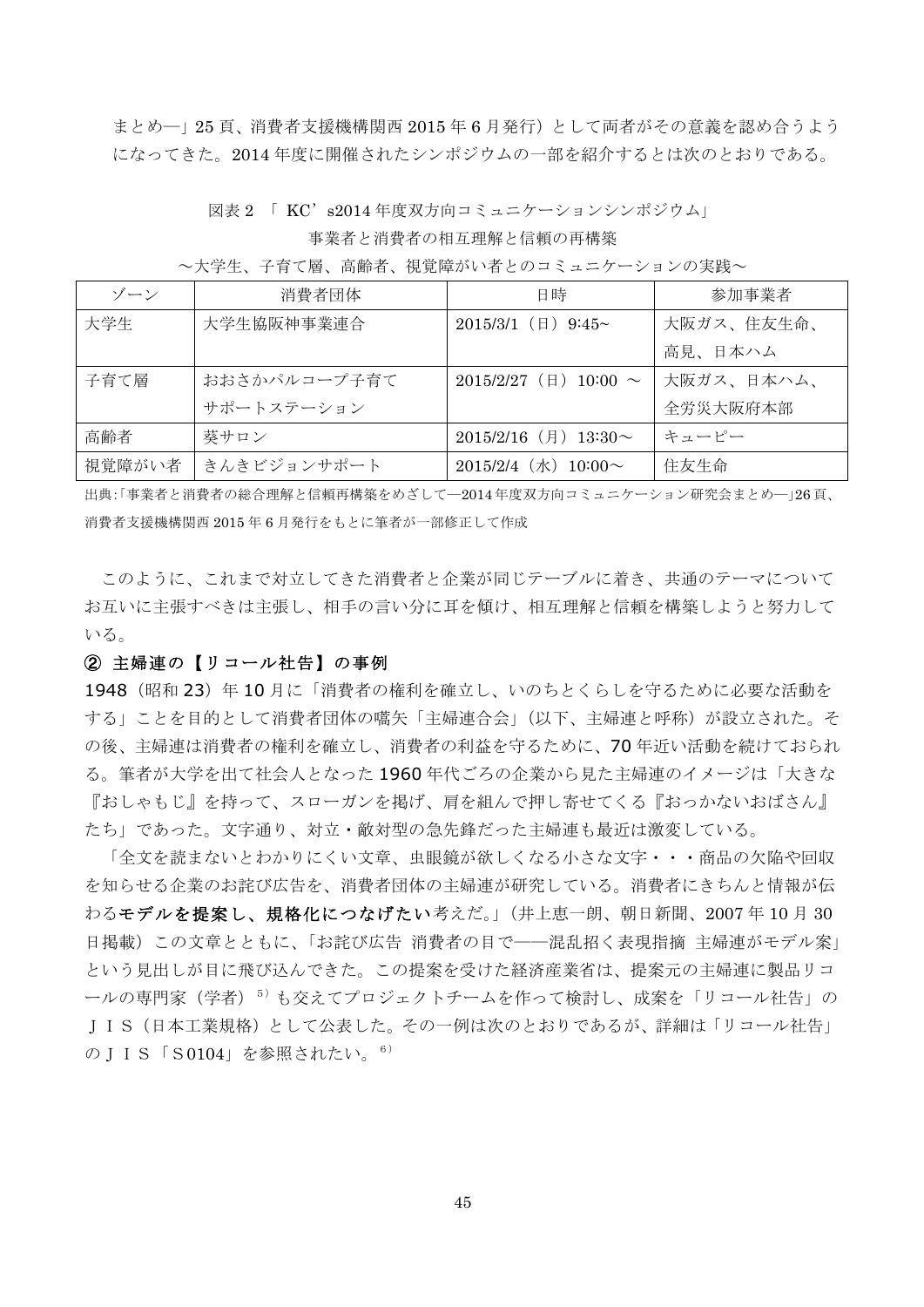まとめ―」25 頁、消費者支援機構関西 2015 年 6 月発行）として両者がその意義を認め合うようになってきた。2014 年度に開催されたシンポジウムの一部を紹介するとは次のとおりである。

図表 2 「 KC’s2014 年度双方向コミュニケーションシンポジウム」
事業者と消費者の相互理解と信頼の再構築
～大学生、子育て層、高齢者、視覚障がい者とのコミュニケーションの実践～

| ゾーン | 消費者団体 | 日時 | 参加事業者 |
|---|---|---|---|
| 大学生 | 大学生協阪神事業連合 | 2015/3/1（日）9:45~ | 大阪ガス、住友生命、高見、日本ハム |
| 子育て層 | おおさかパルコープ子育てサポートステーション | 2015/2/27（日）10:00 ～ | 大阪ガス、日本ハム、全労災大阪府本部 |
| 高齢者 | 葵サロン | 2015/2/16（月）13:30～ | キユーピー |
| 視覚障がい者 | きんきビジョンサポート | 2015/2/4（水）10:00～ | 住友生命 |

出典:「事業者と消費者の総合理解と信頼再構築をめざして―2014 年度双方向コミュニケーション研究会まとめ―」26 頁、消費者支援機構関西 2015 年 6 月発行をもとに筆者が一部修正して作成

このように、これまで対立してきた消費者と企業が同じテーブルに着き、共通のテーマについてお互いに主張すべきは主張し、相手の言い分に耳を傾け、相互理解と信頼を構築しようと努力している。

**② 主婦連の【リコール社告】の事例**

1948（昭和 23）年 10 月に「消費者の権利を確立し、いのちとくらしを守るために必要な活動をする」ことを目的として消費者団体の嚆矢「主婦連合会」（以下、主婦連と呼称）が設立された。その後、主婦連は消費者の権利を確立し、消費者の利益を守るために、70 年近い活動を続けておられる。筆者が大学を出て社会人となった 1960 年代ごろの企業から見た主婦連のイメージは「大きな『おしゃもじ』を持って、スローガンを掲げ、肩を組んで押し寄せてくる『おっかないおばさん』たち」であった。文字通り、対立・敵対型の急先鋒だった主婦連も最近は激変している。

「全文を読まないとわかりにくい文章、虫眼鏡が欲しくなる小さな文字・・・商品の欠陥や回収を知らせる企業のお詫び広告を、消費者団体の主婦連が研究している。消費者にきちんと情報が伝わる**モデルを提案し、規格化につなげたい**考えだ。」（井上恵一朗、朝日新聞、2007 年 10 月 30 日掲載）この文章とともに、「お詫び広告 消費者の目で――混乱招く表現指摘 主婦連がモデル案」という見出しが目に飛び込んできた。この提案を受けた経済産業省は、提案元の主婦連に製品リコールの専門家（学者）[5] も交えてプロジェクトチームを作って検討し、成案を「リコール社告」のＪＩＳ（日本工業規格）として公表した。その一例は次のとおりであるが、詳細は「リコール社告」のＪＩＳ「Ｓ0104」を参照されたい。[6]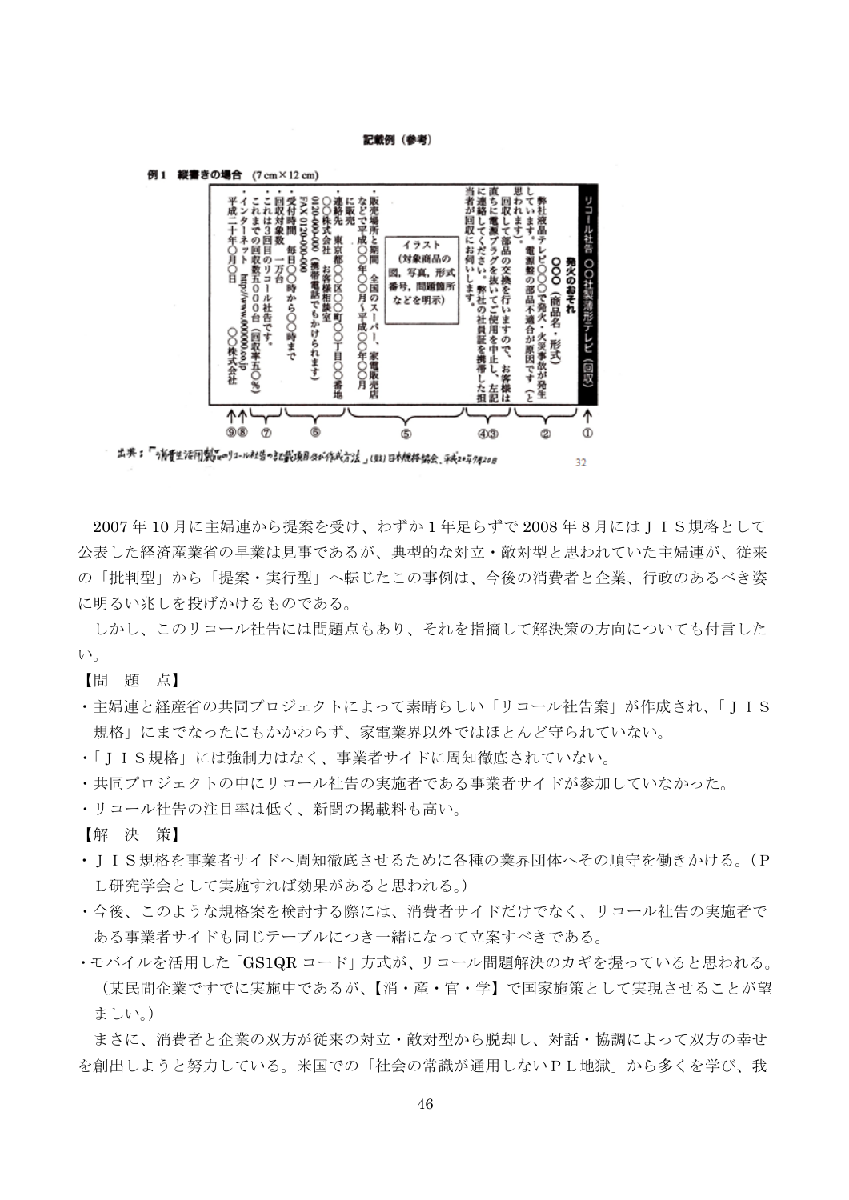記載例（参考）

例1　縦書きの場合　(7 cm × 12 cm)

リコール社告　○○社製薄形テレビ（回収）

発火のおそれ

○○○（商品名・形式）

弊社液晶テレビ○○○で発火・火災事故が発生しています。電源盤の部品不適合が原因です（と思われます）。

回収して部品の交換を行いますので、お客様は直ちに電源プラグを抜いてご使用を中止し、左記に連絡してください。弊社の社員証を携帯した担当者が回収にお伺いします。

イラスト（対象商品の図，写真，形式番号，問題箇所などを明示）

・販売場所と期間　全国のスーパー、家電販売店などで平成○○年○○月～平成○○年○○月に販売

・連絡先　東京都○○区○○町○○丁目○○番地　○○株式会社　お客様相談室　0120-000-000（携帯電話でもかけられます）　FAX 0120-000-000

・受付時間　毎日○○時から○○時まで

・回収対象数　一万台

・これは3回目のリコール社告です。これまでの回収数五○○○台（回収率五○％）

・インターネット　http://www.00000.co.jp

平成二十年○月○日　○○株式会社

① ② ④③ ⑤ ⑥ ⑦ ⑨⑧

出典：「消費生活用製品のリコール社告の記載項目及び作成方法」(財)日本規格協会、平成20年9月20日

2007年10月に主婦連から提案を受け、わずか1年足らずで2008年8月にはＪＩＳ規格として公表した経済産業省の早業は見事であるが、典型的な対立・敵対型と思われていた主婦連が、従来の「批判型」から「提案・実行型」へ転じたこの事例は、今後の消費者と企業、行政のあるべき姿に明るい兆しを投げかけるものである。

しかし、このリコール社告には問題点もあり、それを指摘して解決策の方向についても付言したい。

【問　題　点】

・主婦連と経産省の共同プロジェクトによって素晴らしい「リコール社告案」が作成され、「ＪＩＳ規格」にまでなったにもかかわらず、家電業界以外ではほとんど守られていない。
・「ＪＩＳ規格」には強制力はなく、事業者サイドに周知徹底されていない。
・共同プロジェクトの中にリコール社告の実施者である事業者サイドが参加していなかった。
・リコール社告の注目率は低く、新聞の掲載料も高い。

【解　決　策】

・ＪＩＳ規格を事業者サイドへ周知徹底させるために各種の業界団体へその順守を働きかける。（ＰＬ研究学会として実施すれば効果があると思われる。）
・今後、このような規格案を検討する際には、消費者サイドだけでなく、リコール社告の実施者である事業者サイドも同じテーブルにつき一緒になって立案すべきである。
・モバイルを活用した「GS1QR コード」方式が、リコール問題解決のカギを握っていると思われる。（某民間企業ですでに実施中であるが、【消・産・官・学】で国家施策として実現させることが望ましい。）

まさに、消費者と企業の双方が従来の対立・敵対型から脱却し、対話・協調によって双方の幸せを創出しようと努力している。米国での「社会の常識が通用しないＰＬ地獄」から多くを学び、我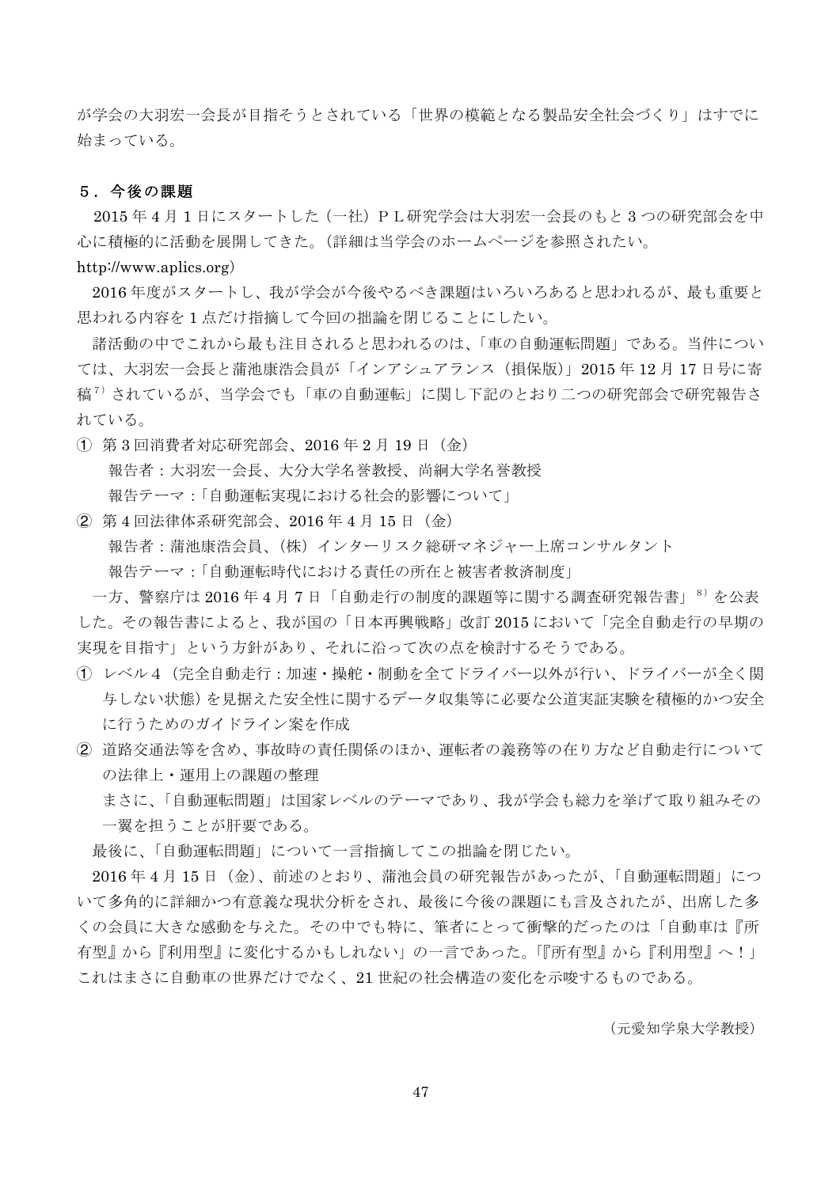が学会の大羽宏一会長が目指そうとされている「世界の模範となる製品安全社会づくり」はすでに始まっている。

## ５．今後の課題

2015 年 4 月 1 日にスタートした（一社）ＰＬ研究学会は大羽宏一会長のもと 3 つの研究部会を中心に積極的に活動を展開してきた。（詳細は当学会のホームページを参照されたい。http://www.aplics.org）

2016 年度がスタートし、我が学会が今後やるべき課題はいろいろあると思われるが、最も重要と思われる内容を 1 点だけ指摘して今回の拙論を閉じることにしたい。

諸活動の中でこれから最も注目されると思われるのは、「車の自動運転問題」である。当件については、大羽宏一会長と蒲池康浩会員が「インアシュアランス（損保版）」2015 年 12 月 17 日号に寄稿[7] されているが、当学会でも「車の自動運転」に関し下記のとおり二つの研究部会で研究報告されている。

① 第 3 回消費者対応研究部会、2016 年 2 月 19 日（金）
　報告者：大羽宏一会長、大分大学名誉教授、尚絅大学名誉教授
　報告テーマ：「自動運転実現における社会的影響について」

② 第 4 回法律体系研究部会、2016 年 4 月 15 日（金）
　報告者：蒲池康浩会員、（株）インターリスク総研マネジャー上席コンサルタント
　報告テーマ：「自動運転時代における責任の所在と被害者救済制度」

一方、警察庁は 2016 年 4 月 7 日「自動走行の制度的課題等に関する調査研究報告書」[8] を公表した。その報告書によると、我が国の「日本再興戦略」改訂 2015 において「完全自動走行の早期の実現を目指す」という方針があり、それに沿って次の点を検討するそうである。

① レベル４（完全自動走行：加速・操舵・制動を全てドライバー以外が行い、ドライバーが全く関与しない状態）を見据えた安全性に関するデータ収集等に必要な公道実証実験を積極的かつ安全に行うためのガイドライン案を作成

② 道路交通法等を含め、事故時の責任関係のほか、運転者の義務等の在り方など自動走行についての法律上・運用上の課題の整理

　まさに、「自動運転問題」は国家レベルのテーマであり、我が学会も総力を挙げて取り組みその一翼を担うことが肝要である。

最後に、「自動運転問題」について一言指摘してこの拙論を閉じたい。

2016 年 4 月 15 日（金）、前述のとおり、蒲池会員の研究報告があったが、「自動運転問題」について多角的に詳細かつ有意義な現状分析をされ、最後に今後の課題にも言及されたが、出席した多くの会員に大きな感動を与えた。その中でも特に、筆者にとって衝撃的だったのは「自動車は『所有型』から『利用型』に変化するかもしれない」の一言であった。「『所有型』から『利用型』へ！」これはまさに自動車の世界だけでなく、21 世紀の社会構造の変化を示唆するものである。

（元愛知学泉大学教授）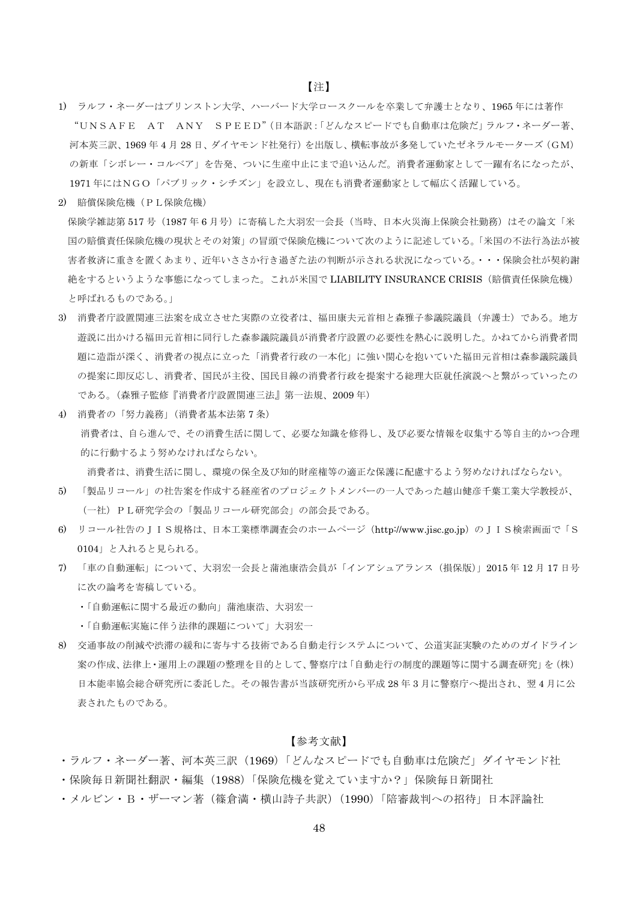## 【注】

1) ラルフ・ネーダーはプリンストン大学、ハーバード大学ロースクールを卒業して弁護士となり、1965 年には著作“ＵＮＳＡＦＥ　ＡＴ　ＡＮＹ　ＳＰＥＥＤ”(日本語訳:「どんなスピードでも自動車は危険だ」ラルフ・ネーダー著、河本英三訳、1969 年 4 月 28 日、ダイヤモンド社発行) を出版し、横転事故が多発していたゼネラルモーターズ（ＧＭ）の新車「シボレー・コルベア」を告発、ついに生産中止にまで追い込んだ。消費者運動家として一躍有名になったが、1971 年にはＮＧＯ「パブリック・シチズン」を設立し、現在も消費者運動家として幅広く活躍している。

2) 賠償保険危機（ＰＬ保険危機）
保険学雑誌第 517 号（1987 年 6 月号）に寄稿した大羽宏一会長（当時、日本火災海上保険会社勤務）はその論文「米国の賠償責任保険危機の現状とその対策」の冒頭で保険危機について次のように記述している。「米国の不法行為法が被害者救済に重きを置くあまり、近年いささか行き過ぎた法の判断が示される状況になっている。・・・保険会社が契約謝絶をするというような事態になってしまった。これが米国で LIABILITY INSURANCE CRISIS（賠償責任保険危機）と呼ばれるものである。」

3) 消費者庁設置関連三法案を成立させた実際の立役者は、福田康夫元首相と森雅子参議院議員（弁護士）である。地方遊説に出かける福田元首相に同行した森参議院議員が消費者庁設置の必要性を熱心に説明した。かねてから消費者問題に造詣が深く、消費者の視点に立った「消費者行政の一本化」に強い関心を抱いていた福田元首相は森参議院議員の提案に即反応し、消費者、国民が主役、国民目線の消費者行政を提案する総理大臣就任演説へと繋がっていったのである。（森雅子監修『消費者庁設置関連三法』第一法規、2009 年）

4) 消費者の「努力義務」（消費者基本法第 7 条）
消費者は、自ら進んで、その消費生活に関して、必要な知識を修得し、及び必要な情報を収集する等自主的かつ合理的に行動するよう努めなければならない。
消費者は、消費生活に関し、環境の保全及び知的財産権等の適正な保護に配慮するよう努めなければならない。

5) 「製品リコール」の社告案を作成する経産省のプロジェクトメンバーの一人であった越山健彦千葉工業大学教授が、（一社）ＰＬ研究学会の「製品リコール研究部会」の部会長である。

6) リコール社告のＪＩＳ規格は、日本工業標準調査会のホームページ（http://www.jisc.go.jp）のＪＩＳ検索画面で「Ｓ 0104」と入れると見られる。

7) 「車の自動運転」について、大羽宏一会長と蒲池康浩会員が「インアシュアランス（損保版）」2015 年 12 月 17 日号に次の論考を寄稿している。
・「自動運転に関する最近の動向」蒲池康浩、大羽宏一
・「自動運転実施に伴う法律的課題について」大羽宏一

8) 交通事故の削減や渋滞の緩和に寄与する技術である自動走行システムについて、公道実証実験のためのガイドライン案の作成、法律上・運用上の課題の整理を目的として、警察庁は「自動走行の制度的課題等に関する調査研究」を（株）日本能率協会総合研究所に委託した。その報告書が当該研究所から平成 28 年 3 月に警察庁へ提出され、翌 4 月に公表されたものである。

## 【参考文献】

・ラルフ・ネーダー著、河本英三訳（1969）「どんなスピードでも自動車は危険だ」ダイヤモンド社
・保険毎日新聞社翻訳・編集（1988）「保険危機を覚えていますか？」保険毎日新聞社
・メルビン・Ｂ・ザーマン著（篠倉満・横山詩子共訳）（1990）「陪審裁判への招待」日本評論社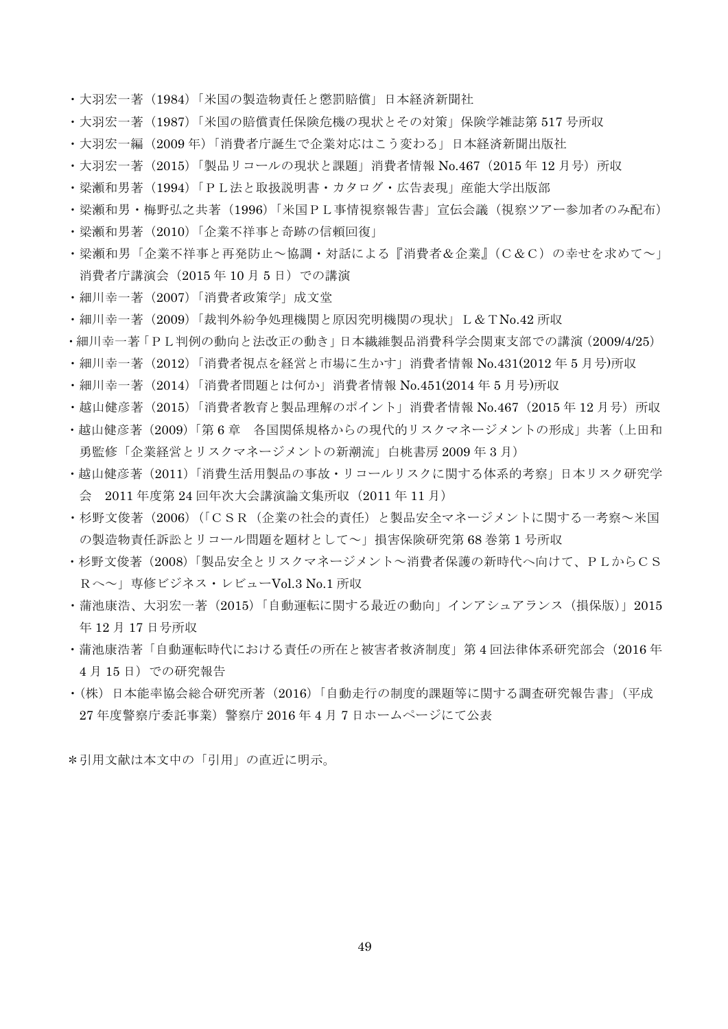- 大羽宏一著（1984）「米国の製造物責任と懲罰賠償」日本経済新聞社
- 大羽宏一著（1987）「米国の賠償責任保険危機の現状とその対策」保険学雑誌第 517 号所収
- 大羽宏一編（2009 年）「消費者庁誕生で企業対応はこう変わる」日本経済新聞出版社
- 大羽宏一著（2015）「製品リコールの現状と課題」消費者情報 No.467（2015 年 12 月号）所収
- 梁瀬和男著（1994）「ＰＬ法と取扱説明書・カタログ・広告表現」産能大学出版部
- 梁瀬和男・梅野弘之共著（1996）「米国ＰＬ事情視察報告書」宣伝会議（視察ツアー参加者のみ配布）
- 梁瀬和男著（2010）「企業不祥事と奇跡の信頼回復」
- 梁瀬和男「企業不祥事と再発防止～協調・対話による『消費者＆企業』（C＆C）の幸せを求めて～」消費者庁講演会（2015 年 10 月 5 日）での講演
- 細川幸一著（2007）「消費者政策学」成文堂
- 細川幸一著（2009）「裁判外紛争処理機関と原因究明機関の現状」L＆TNo.42 所収
- 細川幸一著「ＰＬ判例の動向と法改正の動き」日本繊維製品消費科学会関東支部での講演（2009/4/25）
- 細川幸一著（2012）「消費者視点を経営と市場に生かす」消費者情報 No.431(2012 年 5 月号)所収
- 細川幸一著（2014）「消費者問題とは何か」消費者情報 No.451(2014 年 5 月号)所収
- 越山健彦著（2015）「消費者教育と製品理解のポイント」消費者情報 No.467（2015 年 12 月号）所収
- 越山健彦著（2009）「第 6 章　各国関係規格からの現代的リスクマネージメントの形成」共著（上田和勇監修「企業経営とリスクマネージメントの新潮流」白桃書房 2009 年 3 月）
- 越山健彦著（2011）「消費生活用製品の事故・リコールリスクに関する体系的考察」日本リスク研究学会　2011 年度第 24 回年次大会講演論文集所収（2011 年 11 月）
- 杉野文俊著（2006）（「ＣＳＲ（企業の社会的責任）と製品安全マネージメントに関する一考察～米国の製造物責任訴訟とリコール問題を題材として～」損害保険研究第 68 巻第 1 号所収
- 杉野文俊著（2008）「製品安全とリスクマネージメント～消費者保護の新時代へ向けて、ＰＬからＣＳＲへ～」専修ビジネス・レビューVol.3 No.1 所収
- 蒲池康浩、大羽宏一著（2015）「自動運転に関する最近の動向」インアシュアランス（損保版）」2015 年 12 月 17 日号所収
- 蒲池康浩著「自動運転時代における責任の所在と被害者救済制度」第 4 回法律体系研究部会（2016 年 4 月 15 日）での研究報告
- （株）日本能率協会総合研究所著（2016）「自動走行の制度的課題等に関する調査研究報告書」（平成 27 年度警察庁委託事業）警察庁 2016 年 4 月 7 日ホームページにて公表

＊引用文献は本文中の「引用」の直近に明示。